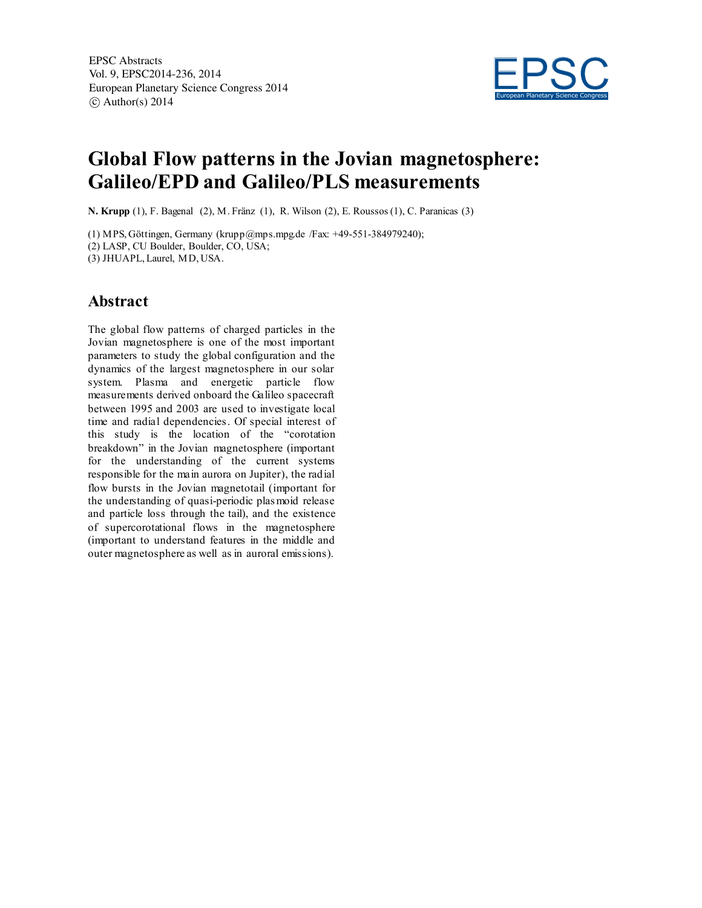# Global Flow patterns in the Jovian magnetosphere: Galileo/EPD and Galileo/PLS measurements

**N. Krupp** (1), F. Bagenal (2), M. Fränz (1), R. Wilson (2), E. Roussos (1), C. Paranicas (3)

(1) MPS, Göttingen, Germany (krupp@mps.mpg.de /Fax: +49-551-384979240);
(2) LASP, CU Boulder, Boulder, CO, USA;
(3) JHUAPL, Laurel, MD, USA.

## Abstract

The global flow patterns of charged particles in the Jovian magnetosphere is one of the most important parameters to study the global configuration and the dynamics of the largest magnetosphere in our solar system. Plasma and energetic particle flow measurements derived onboard the Galileo spacecraft between 1995 and 2003 are used to investigate local time and radial dependencies. Of special interest of this study is the location of the "corotation breakdown" in the Jovian magnetosphere (important for the understanding of the current systems responsible for the main aurora on Jupiter), the radial flow bursts in the Jovian magnetotail (important for the understanding of quasi-periodic plasmoid release and particle loss through the tail), and the existence of supercorotational flows in the magnetosphere (important to understand features in the middle and outer magnetosphere as well as in auroral emissions).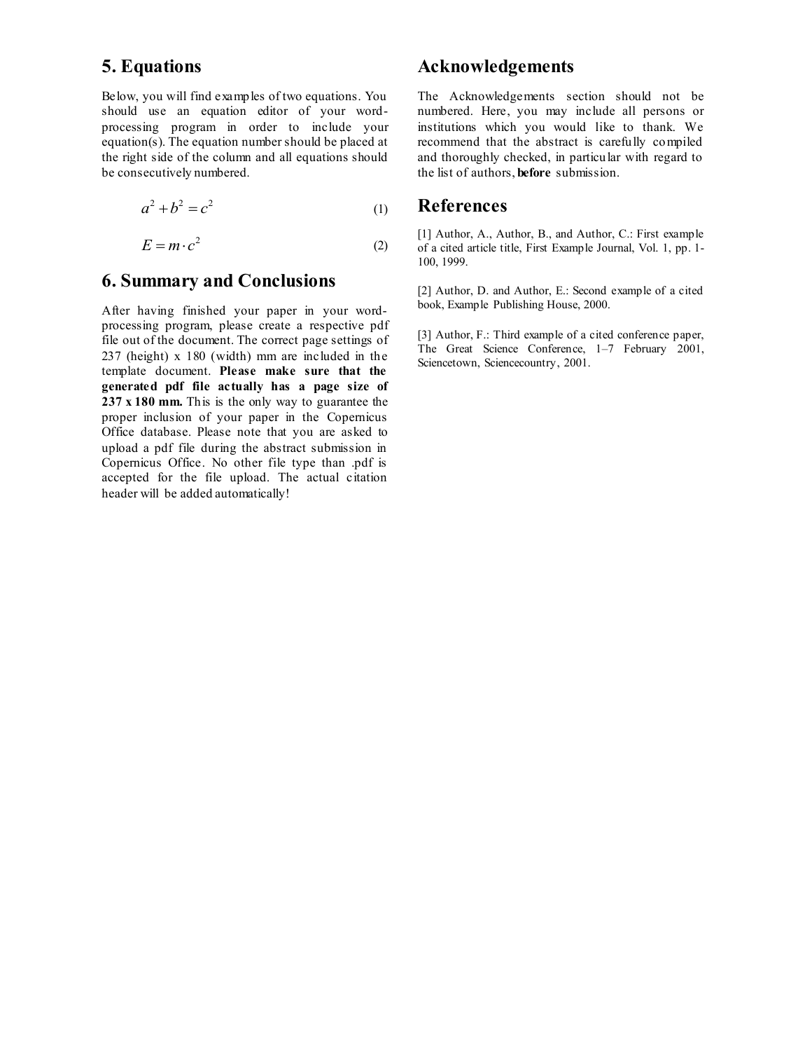## 5. Equations

Below, you will find examples of two equations. You should use an equation editor of your word-processing program in order to include your equation(s). The equation number should be placed at the right side of the column and all equations should be consecutively numbered.

$$a^2 + b^2 = c^2 \tag{1}$$

$$E = m \cdot c^2 \tag{2}$$

## 6. Summary and Conclusions

After having finished your paper in your word-processing program, please create a respective pdf file out of the document. The correct page settings of 237 (height) x 180 (width) mm are included in the template document. **Please make sure that the generated pdf file actually has a page size of 237 x 180 mm.** This is the only way to guarantee the proper inclusion of your paper in the Copernicus Office database. Please note that you are asked to upload a pdf file during the abstract submission in Copernicus Office. No other file type than .pdf is accepted for the file upload. The actual citation header will be added automatically!

## Acknowledgements

The Acknowledgements section should not be numbered. Here, you may include all persons or institutions which you would like to thank. We recommend that the abstract is carefully compiled and thoroughly checked, in particular with regard to the list of authors, **before** submission.

## References

[1] Author, A., Author, B., and Author, C.: First example of a cited article title, First Example Journal, Vol. 1, pp. 1-100, 1999.

[2] Author, D. and Author, E.: Second example of a cited book, Example Publishing House, 2000.

[3] Author, F.: Third example of a cited conference paper, The Great Science Conference, 1–7 February 2001, Sciencetown, Sciencecountry, 2001.